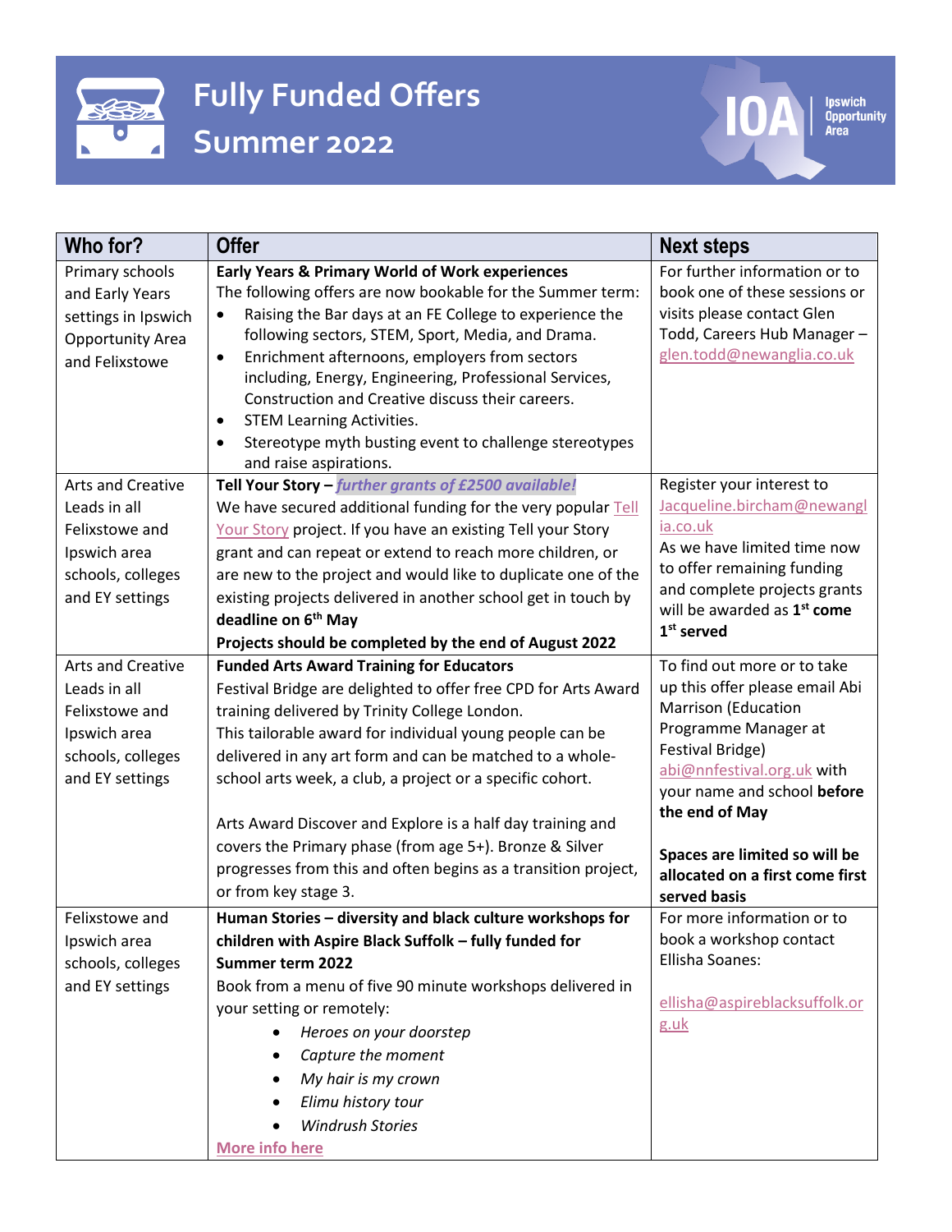# Fully Funded Offers Summer 2022

IOA Ipswich Opportunity Area

| Who for? | Offer | Next steps |
|---|---|---|
| Primary schools and Early Years settings in Ipswich Opportunity Area and Felixstowe | **Early Years & Primary World of Work experiences**<br>The following offers are now bookable for the Summer term:<br>• Raising the Bar days at an FE College to experience the following sectors, STEM, Sport, Media, and Drama.<br>• Enrichment afternoons, employers from sectors including, Energy, Engineering, Professional Services, Construction and Creative discuss their careers.<br>• STEM Learning Activities.<br>• Stereotype myth busting event to challenge stereotypes and raise aspirations. | For further information or to book one of these sessions or visits please contact Glen Todd, Careers Hub Manager – glen.todd@newanglia.co.uk |
| Arts and Creative Leads in all Felixstowe and Ipswich area schools, colleges and EY settings | **Tell Your Story –** ***further grants of £2500 available!***<br>We have secured additional funding for the very popular Tell Your Story project. If you have an existing Tell your Story grant and can repeat or extend to reach more children, or are new to the project and would like to duplicate one of the existing projects delivered in another school get in touch by **deadline on 6th May**<br>**Projects should be completed by the end of August 2022** | Register your interest to Jacqueline.bircham@newanglia.co.uk<br>As we have limited time now to offer remaining funding and complete projects grants will be awarded as **1st come 1st served** |
| Arts and Creative Leads in all Felixstowe and Ipswich area schools, colleges and EY settings | **Funded Arts Award Training for Educators**<br>Festival Bridge are delighted to offer free CPD for Arts Award training delivered by Trinity College London.<br>This tailorable award for individual young people can be delivered in any art form and can be matched to a whole-school arts week, a club, a project or a specific cohort.<br><br>Arts Award Discover and Explore is a half day training and covers the Primary phase (from age 5+). Bronze & Silver progresses from this and often begins as a transition project, or from key stage 3. | To find out more or to take up this offer please email Abi Marrison (Education Programme Manager at Festival Bridge) abi@nnfestival.org.uk with your name and school **before the end of May**<br><br>**Spaces are limited so will be allocated on a first come first served basis** |
| Felixstowe and Ipswich area schools, colleges and EY settings | **Human Stories – diversity and black culture workshops for children with Aspire Black Suffolk – fully funded for Summer term 2022**<br>Book from a menu of five 90 minute workshops delivered in your setting or remotely:<br>• *Heroes on your doorstep*<br>• *Capture the moment*<br>• *My hair is my crown*<br>• *Elimu history tour*<br>• *Windrush Stories*<br>**More info here** | For more information or to book a workshop contact Ellisha Soanes:<br><br>ellisha@aspireblacksuffolk.org.uk |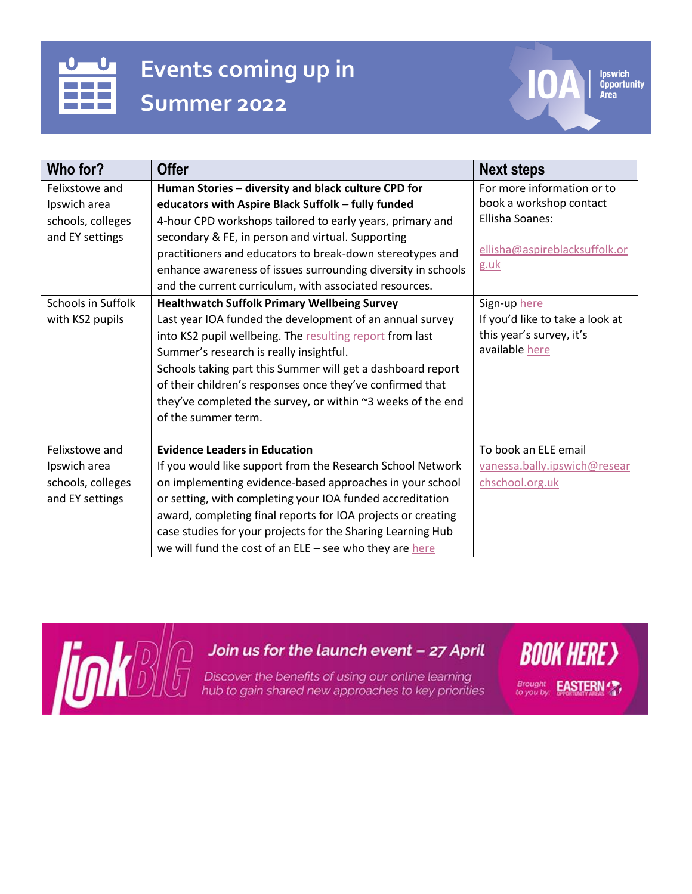# Events coming up in Summer 2022

IOA Ipswich Opportunity Area

| Who for? | Offer | Next steps |
| --- | --- | --- |
| Felixstowe and Ipswich area schools, colleges and EY settings | **Human Stories – diversity and black culture CPD for educators with Aspire Black Suffolk – fully funded** 4-hour CPD workshops tailored to early years, primary and secondary & FE, in person and virtual. Supporting practitioners and educators to break-down stereotypes and enhance awareness of issues surrounding diversity in schools and the current curriculum, with associated resources. | For more information or to book a workshop contact Ellisha Soanes: ellisha@aspireblacksuffolk.org.uk |
| Schools in Suffolk with KS2 pupils | **Healthwatch Suffolk Primary Wellbeing Survey** Last year IOA funded the development of an annual survey into KS2 pupil wellbeing. The resulting report from last Summer's research is really insightful. Schools taking part this Summer will get a dashboard report of their children's responses once they've confirmed that they've completed the survey, or within ~3 weeks of the end of the summer term. | Sign-up here If you'd like to take a look at this year's survey, it's available here |
| Felixstowe and Ipswich area schools, colleges and EY settings | **Evidence Leaders in Education** If you would like support from the Research School Network on implementing evidence-based approaches in your school or setting, with completing your IOA funded accreditation award, completing final reports for IOA projects or creating case studies for your projects for the Sharing Learning Hub we will fund the cost of an ELE – see who they are here | To book an ELE email vanessa.bally.ipswich@researchschool.org.uk |

linkBIG

*Join us for the launch event – 27 April*

*Discover the benefits of using our online learning hub to gain shared new approaches to key priorities*

**BOOK HERE**

Brought to you by: EASTERN OPPORTUNITY AREAS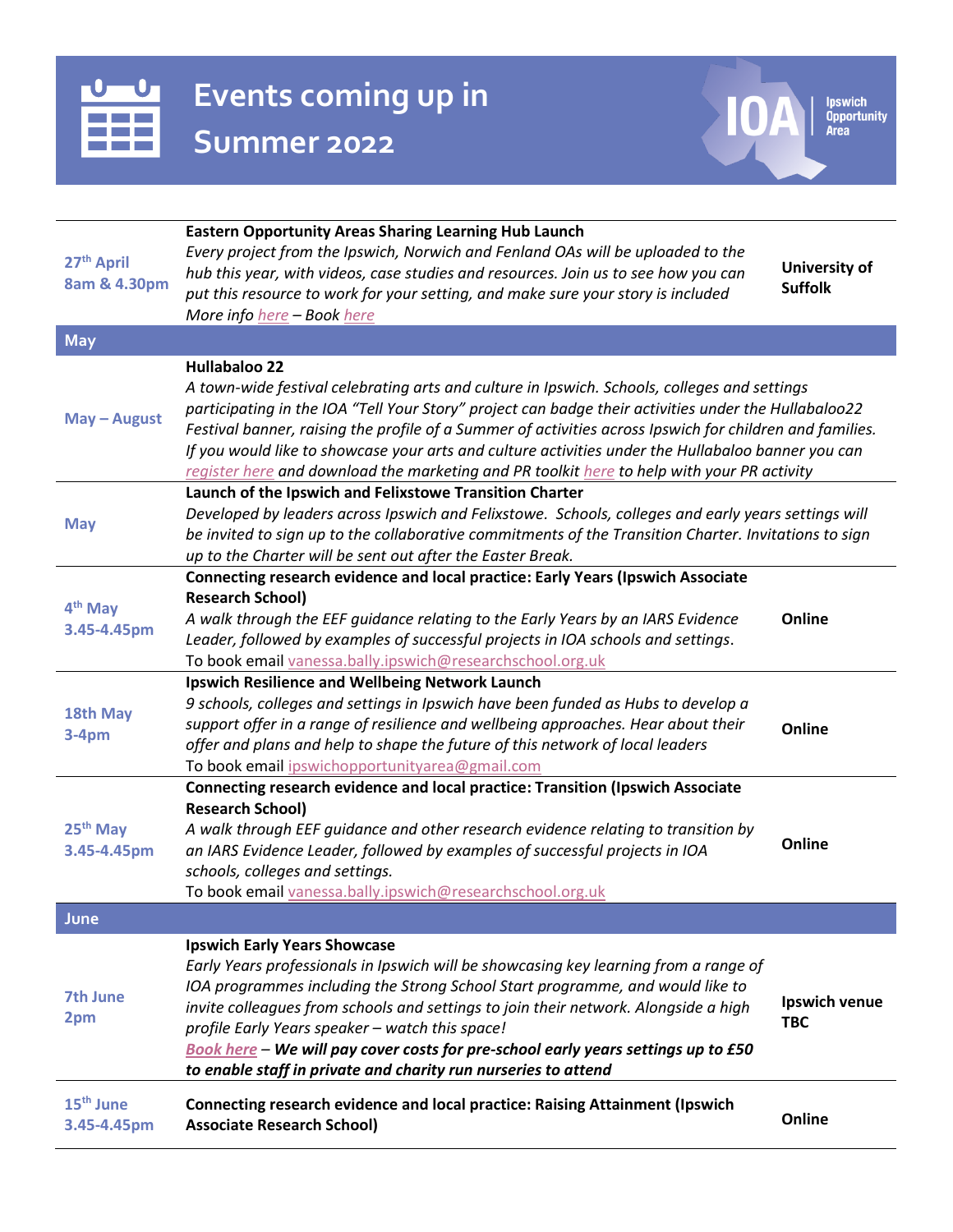# Events coming up in Summer 2022

IOA Ipswich Opportunity Area

| Date | Event | Venue |
|---|---|---|
| 27th April 8am & 4.30pm | **Eastern Opportunity Areas Sharing Learning Hub Launch** *Every project from the Ipswich, Norwich and Fenland OAs will be uploaded to the hub this year, with videos, case studies and resources. Join us to see how you can put this resource to work for your setting, and make sure your story is included More info here – Book here* | **University of Suffolk** |
| **May** | | |
| May – August | **Hullabaloo 22** *A town-wide festival celebrating arts and culture in Ipswich. Schools, colleges and settings participating in the IOA "Tell Your Story" project can badge their activities under the Hullabaloo22 Festival banner, raising the profile of a Summer of activities across Ipswich for children and families. If you would like to showcase your arts and culture activities under the Hullabaloo banner you can register here and download the marketing and PR toolkit here to help with your PR activity* | |
| May | **Launch of the Ipswich and Felixstowe Transition Charter** *Developed by leaders across Ipswich and Felixstowe. Schools, colleges and early years settings will be invited to sign up to the collaborative commitments of the Transition Charter. Invitations to sign up to the Charter will be sent out after the Easter Break.* | |
| 4th May 3.45-4.45pm | **Connecting research evidence and local practice: Early Years (Ipswich Associate Research School)** *A walk through the EEF guidance relating to the Early Years by an IARS Evidence Leader, followed by examples of successful projects in IOA schools and settings.* To book email vanessa.bally.ipswich@researchschool.org.uk | **Online** |
| 18th May 3-4pm | **Ipswich Resilience and Wellbeing Network Launch** *9 schools, colleges and settings in Ipswich have been funded as Hubs to develop a support offer in a range of resilience and wellbeing approaches. Hear about their offer and plans and help to shape the future of this network of local leaders* To book email ipswichopportunityarea@gmail.com | **Online** |
| 25th May 3.45-4.45pm | **Connecting research evidence and local practice: Transition (Ipswich Associate Research School)** *A walk through EEF guidance and other research evidence relating to transition by an IARS Evidence Leader, followed by examples of successful projects in IOA schools, colleges and settings.* To book email vanessa.bally.ipswich@researchschool.org.uk | **Online** |
| **June** | | |
| 7th June 2pm | **Ipswich Early Years Showcase** *Early Years professionals in Ipswich will be showcasing key learning from a range of IOA programmes including the Strong School Start programme, and would like to invite colleagues from schools and settings to join their network. Alongside a high profile Early Years speaker – watch this space!* ***Book here – We will pay cover costs for pre-school early years settings up to £50 to enable staff in private and charity run nurseries to attend*** | **Ipswich venue TBC** |
| 15th June 3.45-4.45pm | **Connecting research evidence and local practice: Raising Attainment (Ipswich Associate Research School)** | **Online** |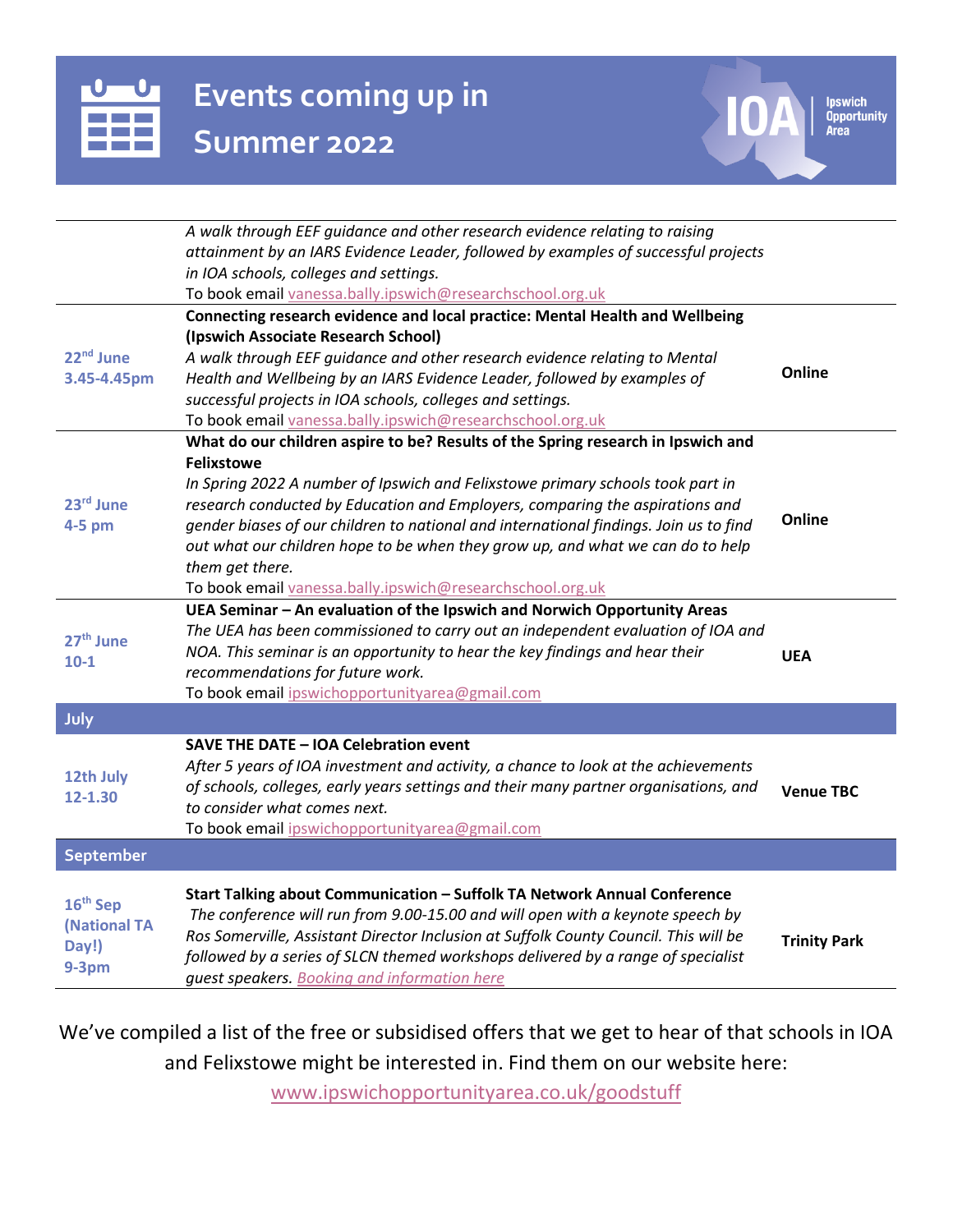# Events coming up in Summer 2022

| | | |
|---|---|---|
| | *A walk through EEF guidance and other research evidence relating to raising attainment by an IARS Evidence Leader, followed by examples of successful projects in IOA schools, colleges and settings.* To book email vanessa.bally.ipswich@researchschool.org.uk | |
| **22nd June 3.45-4.45pm** | **Connecting research evidence and local practice: Mental Health and Wellbeing (Ipswich Associate Research School)** *A walk through EEF guidance and other research evidence relating to Mental Health and Wellbeing by an IARS Evidence Leader, followed by examples of successful projects in IOA schools, colleges and settings.* To book email vanessa.bally.ipswich@researchschool.org.uk | **Online** |
| **23rd June 4-5 pm** | **What do our children aspire to be? Results of the Spring research in Ipswich and Felixstowe** *In Spring 2022 A number of Ipswich and Felixstowe primary schools took part in research conducted by Education and Employers, comparing the aspirations and gender biases of our children to national and international findings. Join us to find out what our children hope to be when they grow up, and what we can do to help them get there.* To book email vanessa.bally.ipswich@researchschool.org.uk | **Online** |
| **27th June 10-1** | **UEA Seminar – An evaluation of the Ipswich and Norwich Opportunity Areas** *The UEA has been commissioned to carry out an independent evaluation of IOA and NOA. This seminar is an opportunity to hear the key findings and hear their recommendations for future work.* To book email ipswichopportunityarea@gmail.com | **UEA** |
| **July** | | |
| **12th July 12-1.30** | **SAVE THE DATE – IOA Celebration event** *After 5 years of IOA investment and activity, a chance to look at the achievements of schools, colleges, early years settings and their many partner organisations, and to consider what comes next.* To book email ipswichopportunityarea@gmail.com | **Venue TBC** |
| **September** | | |
| **16th Sep (National TA Day!) 9-3pm** | **Start Talking about Communication – Suffolk TA Network Annual Conference** *The conference will run from 9.00-15.00 and will open with a keynote speech by Ros Somerville, Assistant Director Inclusion at Suffolk County Council. This will be followed by a series of SLCN themed workshops delivered by a range of specialist guest speakers. Booking and information here* | **Trinity Park** |

We've compiled a list of the free or subsidised offers that we get to hear of that schools in IOA and Felixstowe might be interested in. Find them on our website here:

www.ipswichopportunityarea.co.uk/goodstuff